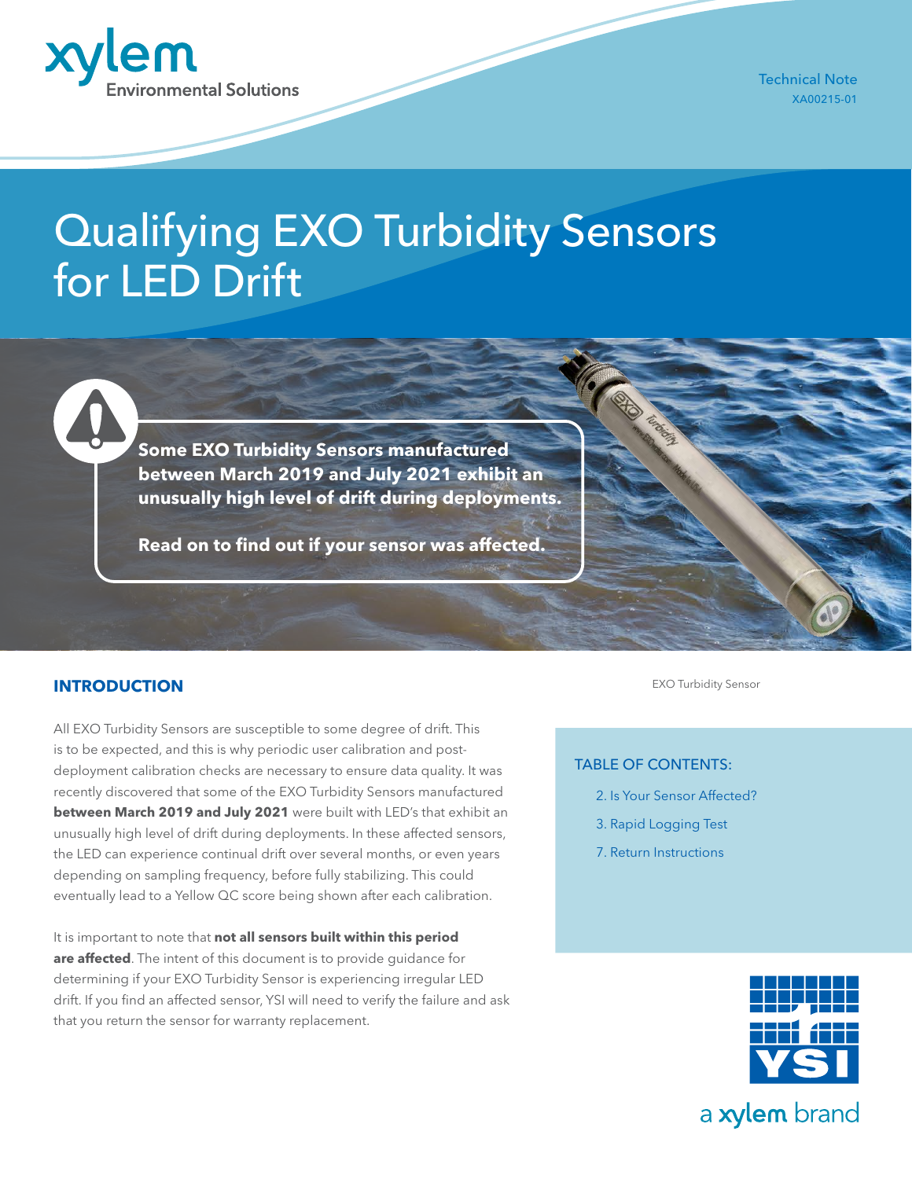Technical Note
XA00215-01

# Qualifying EXO Turbidity Sensors for LED Drift

**Some EXO Turbidity Sensors manufactured between March 2019 and July 2021 exhibit an unusually high level of drift during deployments.**

**Read on to find out if your sensor was affected.**

EXO Turbidity Sensor

## INTRODUCTION

All EXO Turbidity Sensors are susceptible to some degree of drift. This is to be expected, and this is why periodic user calibration and post-deployment calibration checks are necessary to ensure data quality. It was recently discovered that some of the EXO Turbidity Sensors manufactured **between March 2019 and July 2021** were built with LED's that exhibit an unusually high level of drift during deployments. In these affected sensors, the LED can experience continual drift over several months, or even years depending on sampling frequency, before fully stabilizing. This could eventually lead to a Yellow QC score being shown after each calibration.

It is important to note that **not all sensors built within this period are affected**. The intent of this document is to provide guidance for determining if your EXO Turbidity Sensor is experiencing irregular LED drift. If you find an affected sensor, YSI will need to verify the failure and ask that you return the sensor for warranty replacement.

TABLE OF CONTENTS:

2. Is Your Sensor Affected?
3. Rapid Logging Test
7. Return Instructions

YSI a xylem brand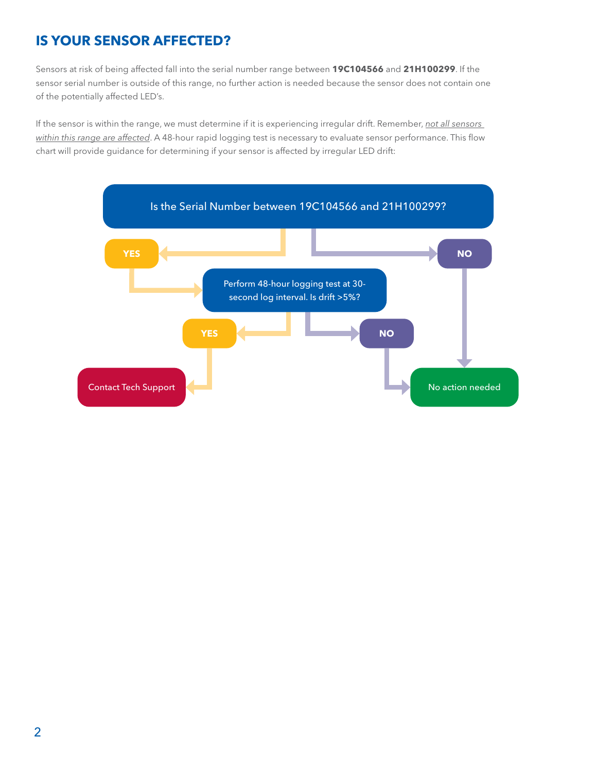## IS YOUR SENSOR AFFECTED?

Sensors at risk of being affected fall into the serial number range between **19C104566** and **21H100299**. If the sensor serial number is outside of this range, no further action is needed because the sensor does not contain one of the potentially affected LED's.

If the sensor is within the range, we must determine if it is experiencing irregular drift. Remember, *not all sensors within this range are affected*. A 48-hour rapid logging test is necessary to evaluate sensor performance. This flow chart will provide guidance for determining if your sensor is affected by irregular LED drift:

Is the Serial Number between 19C104566 and 21H100299?

- **YES** → Perform 48-hour logging test at 30-second log interval. Is drift >5%?
  - **YES** → Contact Tech Support
  - **NO** → No action needed
- **NO** → No action needed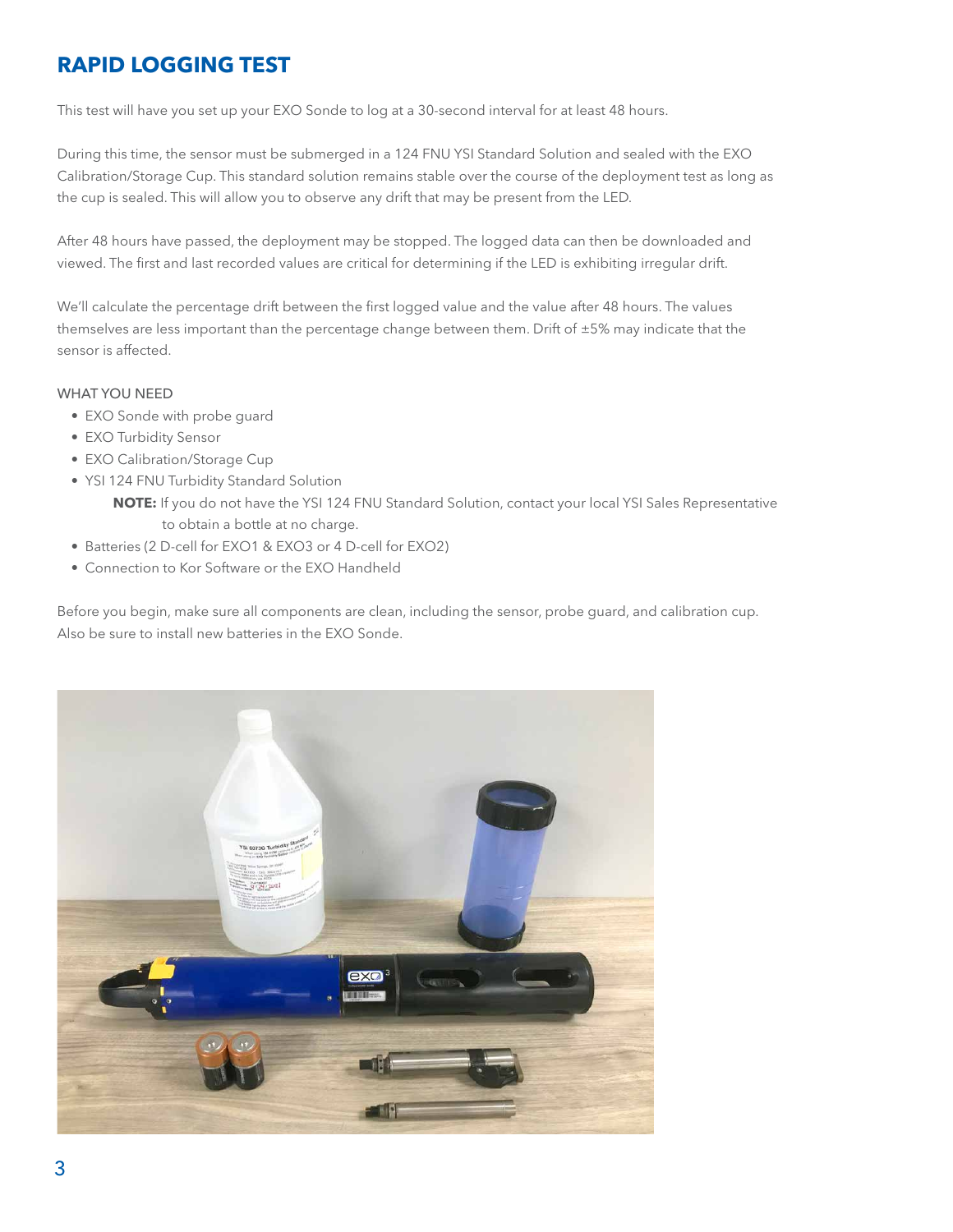## RAPID LOGGING TEST

This test will have you set up your EXO Sonde to log at a 30-second interval for at least 48 hours.

During this time, the sensor must be submerged in a 124 FNU YSI Standard Solution and sealed with the EXO Calibration/Storage Cup. This standard solution remains stable over the course of the deployment test as long as the cup is sealed. This will allow you to observe any drift that may be present from the LED.

After 48 hours have passed, the deployment may be stopped. The logged data can then be downloaded and viewed. The first and last recorded values are critical for determining if the LED is exhibiting irregular drift.

We'll calculate the percentage drift between the first logged value and the value after 48 hours. The values themselves are less important than the percentage change between them. Drift of ±5% may indicate that the sensor is affected.

WHAT YOU NEED

- EXO Sonde with probe guard
- EXO Turbidity Sensor
- EXO Calibration/Storage Cup
- YSI 124 FNU Turbidity Standard Solution

  **NOTE:** If you do not have the YSI 124 FNU Standard Solution, contact your local YSI Sales Representative to obtain a bottle at no charge.
- Batteries (2 D-cell for EXO1 & EXO3 or 4 D-cell for EXO2)
- Connection to Kor Software or the EXO Handheld

Before you begin, make sure all components are clean, including the sensor, probe guard, and calibration cup. Also be sure to install new batteries in the EXO Sonde.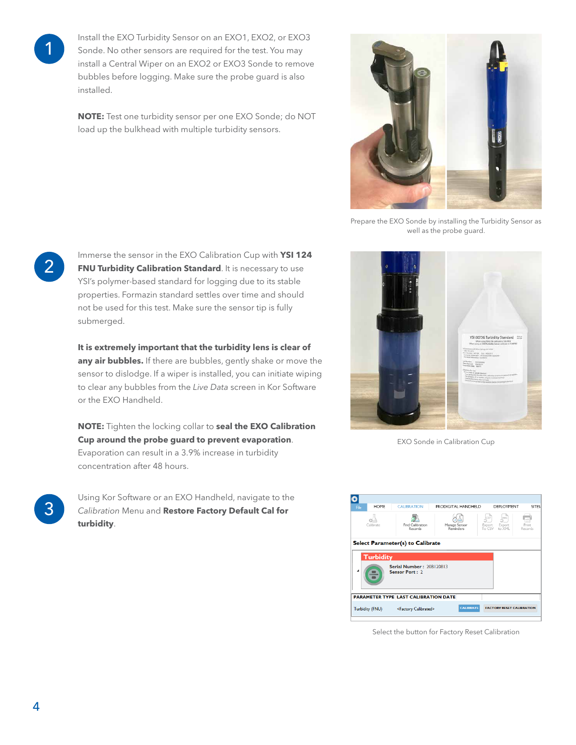1. Install the EXO Turbidity Sensor on an EXO1, EXO2, or EXO3 Sonde. No other sensors are required for the test. You may install a Central Wiper on an EXO2 or EXO3 Sonde to remove bubbles before logging. Make sure the probe guard is also installed.

   **NOTE:** Test one turbidity sensor per one EXO Sonde; do NOT load up the bulkhead with multiple turbidity sensors.

Prepare the EXO Sonde by installing the Turbidity Sensor as well as the probe guard.

2. Immerse the sensor in the EXO Calibration Cup with **YSI 124 FNU Turbidity Calibration Standard**. It is necessary to use YSI's polymer-based standard for logging due to its stable properties. Formazin standard settles over time and should not be used for this test. Make sure the sensor tip is fully submerged.

   **It is extremely important that the turbidity lens is clear of any air bubbles.** If there are bubbles, gently shake or move the sensor to dislodge. If a wiper is installed, you can initiate wiping to clear any bubbles from the *Live Data* screen in Kor Software or the EXO Handheld.

   **NOTE:** Tighten the locking collar to **seal the EXO Calibration Cup around the probe guard to prevent evaporation**. Evaporation can result in a 3.9% increase in turbidity concentration after 48 hours.

EXO Sonde in Calibration Cup

3. Using Kor Software or an EXO Handheld, navigate to the *Calibration* Menu and **Restore Factory Default Cal for turbidity**.

Select the button for Factory Reset Calibration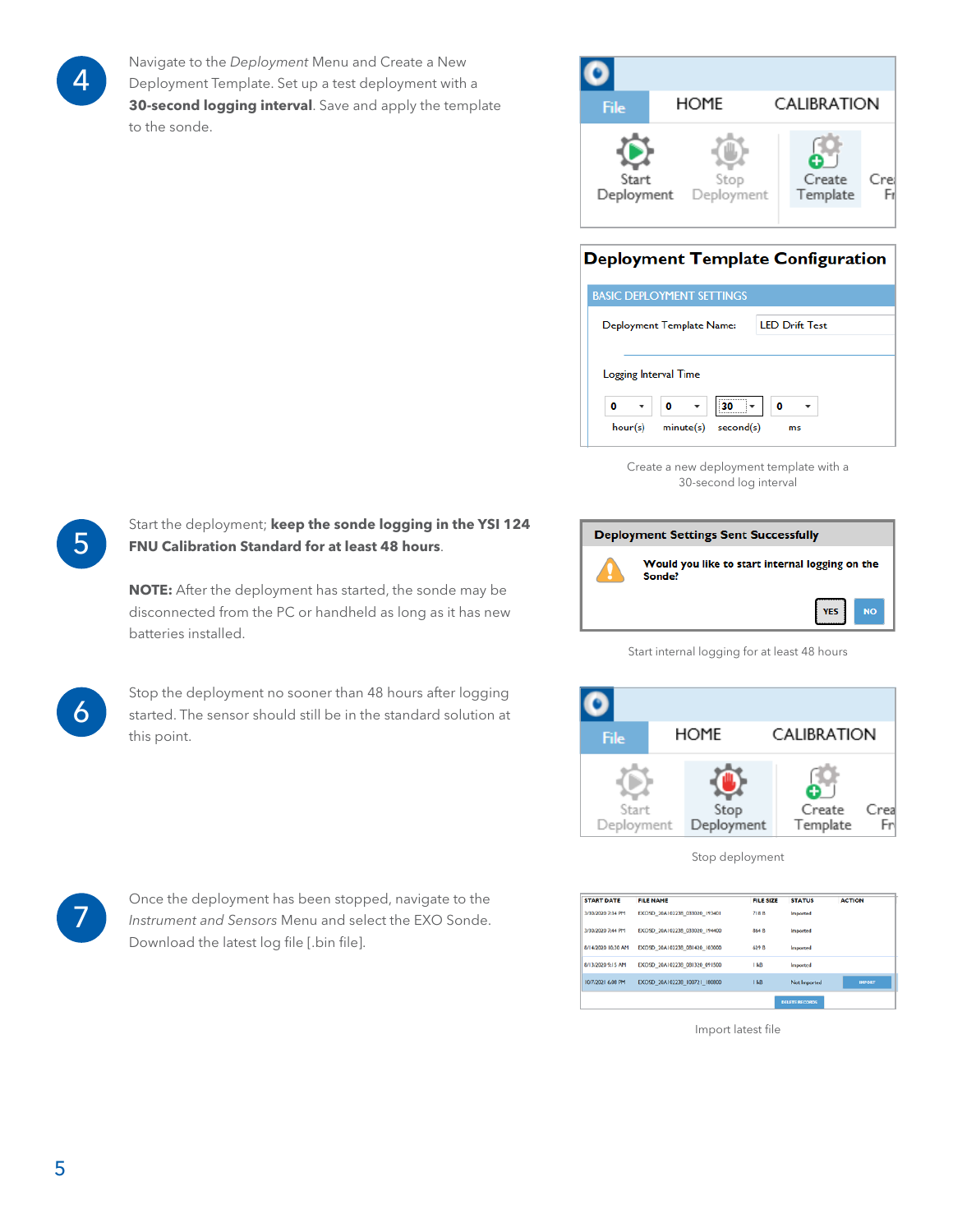4. Navigate to the *Deployment* Menu and Create a New Deployment Template. Set up a test deployment with a **30-second logging interval**. Save and apply the template to the sonde.

Create a new deployment template with a 30-second log interval

5. Start the deployment; **keep the sonde logging in the YSI 124 FNU Calibration Standard for at least 48 hours**.

   **NOTE:** After the deployment has started, the sonde may be disconnected from the PC or handheld as long as it has new batteries installed.

Start internal logging for at least 48 hours

6. Stop the deployment no sooner than 48 hours after logging started. The sensor should still be in the standard solution at this point.

Stop deployment

7. Once the deployment has been stopped, navigate to the *Instrument and Sensors* Menu and select the EXO Sonde. Download the latest log file [.bin file].

Import latest file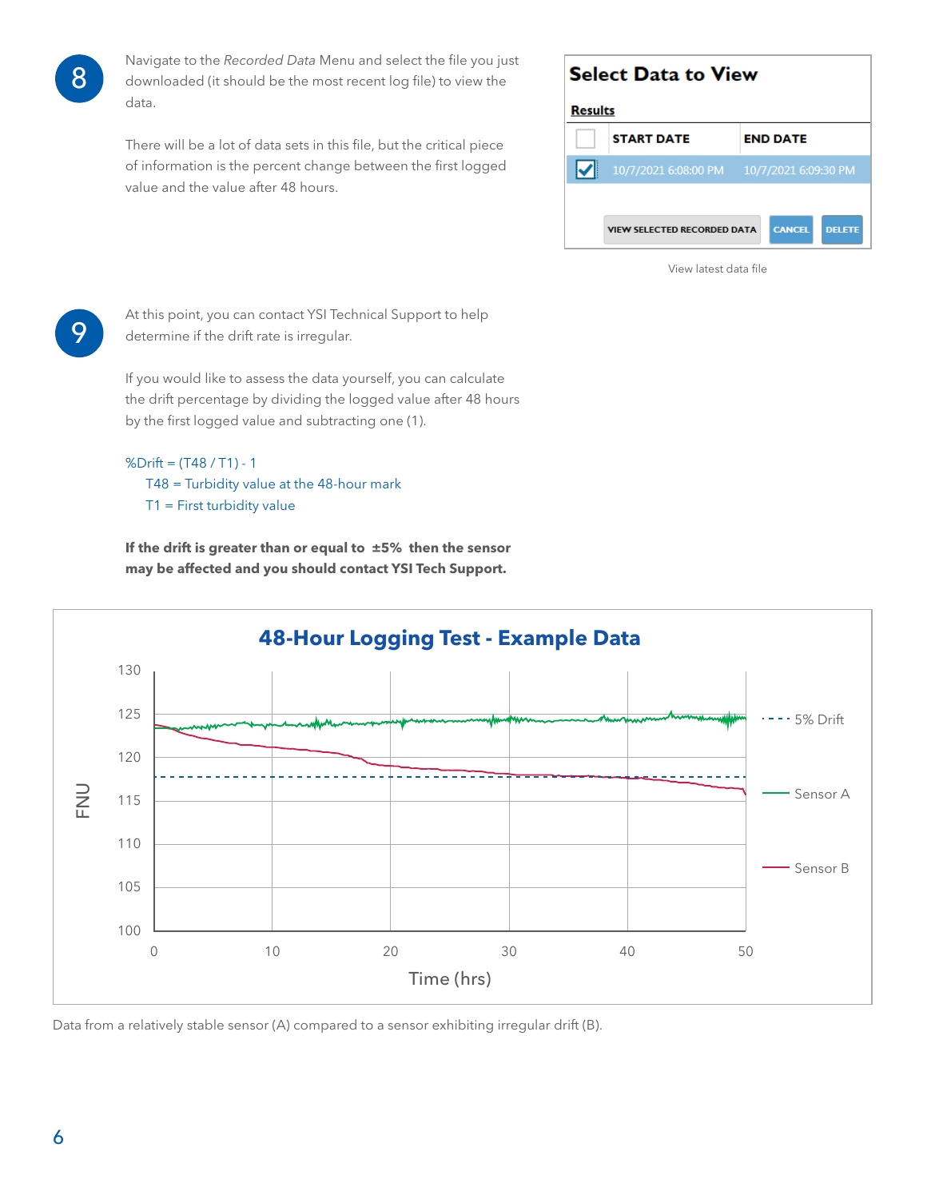8

Navigate to the *Recorded Data* Menu and select the file you just downloaded (it should be the most recent log file) to view the data.

There will be a lot of data sets in this file, but the critical piece of information is the percent change between the first logged value and the value after 48 hours.

**Select Data to View**

**Results**

| | START DATE | END DATE |
|---|---|---|
| ☐ | | |
| ☑ | 10/7/2021 6:08:00 PM | 10/7/2021 6:09:30 PM |

VIEW SELECTED RECORDED DATA | CANCEL | DELETE

View latest data file

9

At this point, you can contact YSI Technical Support to help determine if the drift rate is irregular.

If you would like to assess the data yourself, you can calculate the drift percentage by dividing the logged value after 48 hours by the first logged value and subtracting one (1).

%Drift = (T48 / T1) - 1
T48 = Turbidity value at the 48-hour mark
T1 = First turbidity value

**If the drift is greater than or equal to ±5% then the sensor may be affected and you should contact YSI Tech Support.**

**48-Hour Logging Test - Example Data**

Data from a relatively stable sensor (A) compared to a sensor exhibiting irregular drift (B).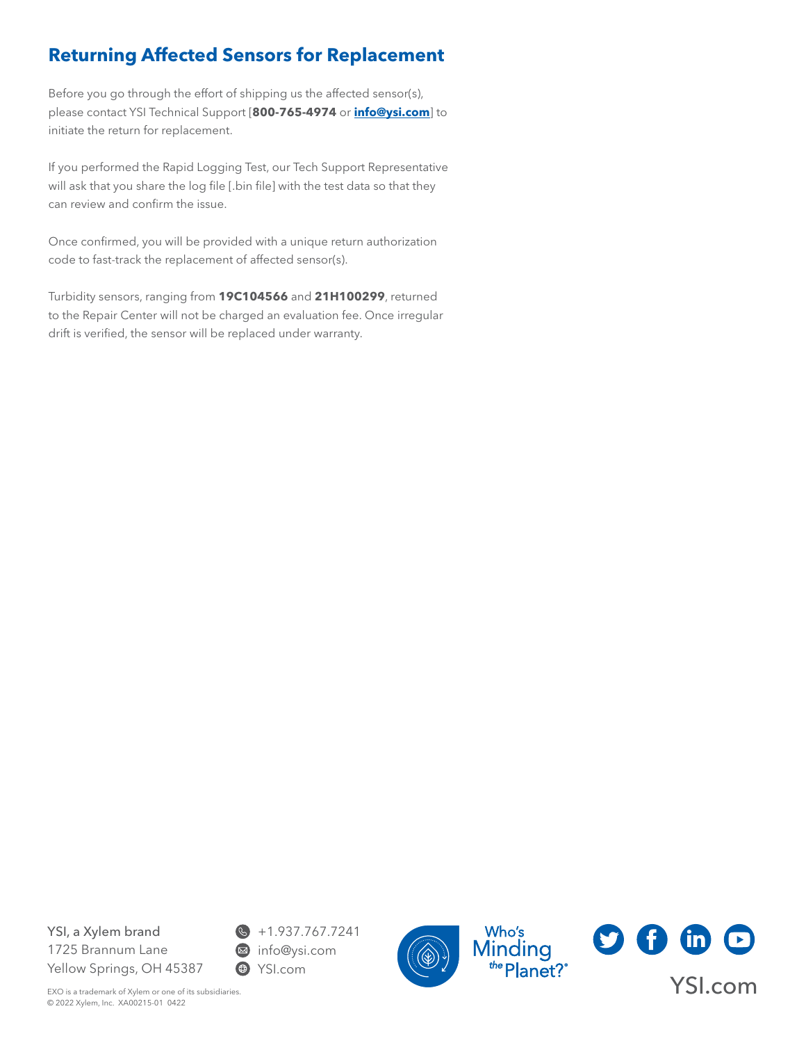## Returning Affected Sensors for Replacement

Before you go through the effort of shipping us the affected sensor(s), please contact YSI Technical Support [**800-765-4974** or **info@ysi.com**] to initiate the return for replacement.

If you performed the Rapid Logging Test, our Tech Support Representative will ask that you share the log file [.bin file] with the test data so that they can review and confirm the issue.

Once confirmed, you will be provided with a unique return authorization code to fast-track the replacement of affected sensor(s).

Turbidity sensors, ranging from **19C104566** and **21H100299**, returned to the Repair Center will not be charged an evaluation fee. Once irregular drift is verified, the sensor will be replaced under warranty.

YSI, a Xylem brand
1725 Brannum Lane
Yellow Springs, OH 45387

+1.937.767.7241
info@ysi.com
YSI.com

Who's Minding the Planet?®

YSI.com

EXO is a trademark of Xylem or one of its subsidiaries.
© 2022 Xylem, Inc. XA00215-01 0422